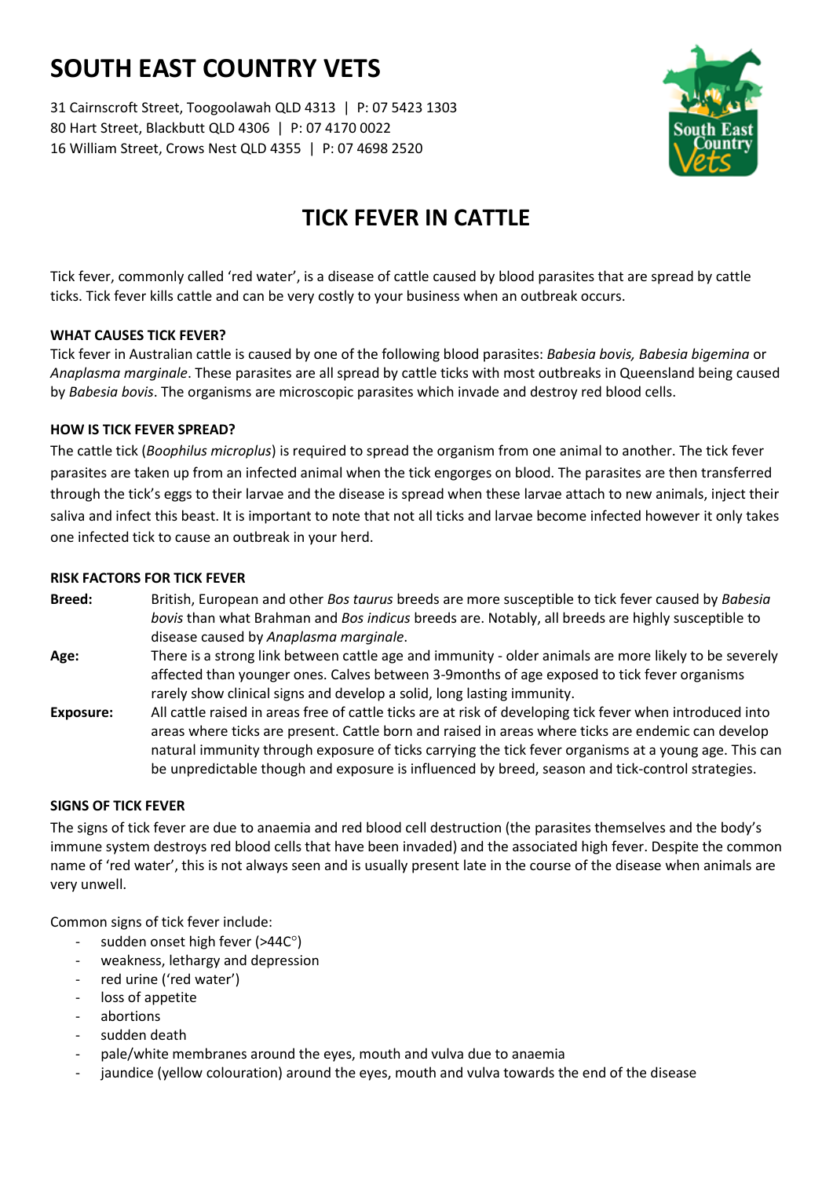# SOUTH EAST COUNTRY VETS

31 Cairnscroft Street, Toogoolawah QLD 4313 | P: 07 5423 1303
80 Hart Street, Blackbutt QLD 4306 | P: 07 4170 0022
16 William Street, Crows Nest QLD 4355 | P: 07 4698 2520

## TICK FEVER IN CATTLE

Tick fever, commonly called 'red water', is a disease of cattle caused by blood parasites that are spread by cattle ticks. Tick fever kills cattle and can be very costly to your business when an outbreak occurs.

### WHAT CAUSES TICK FEVER?

Tick fever in Australian cattle is caused by one of the following blood parasites: *Babesia bovis, Babesia bigemina* or *Anaplasma marginale*. These parasites are all spread by cattle ticks with most outbreaks in Queensland being caused by *Babesia bovis*. The organisms are microscopic parasites which invade and destroy red blood cells.

### HOW IS TICK FEVER SPREAD?

The cattle tick (*Boophilus microplus*) is required to spread the organism from one animal to another. The tick fever parasites are taken up from an infected animal when the tick engorges on blood. The parasites are then transferred through the tick's eggs to their larvae and the disease is spread when these larvae attach to new animals, inject their saliva and infect this beast. It is important to note that not all ticks and larvae become infected however it only takes one infected tick to cause an outbreak in your herd.

### RISK FACTORS FOR TICK FEVER

**Breed:** British, European and other *Bos taurus* breeds are more susceptible to tick fever caused by *Babesia bovis* than what Brahman and *Bos indicus* breeds are. Notably, all breeds are highly susceptible to disease caused by *Anaplasma marginale*.

**Age:** There is a strong link between cattle age and immunity - older animals are more likely to be severely affected than younger ones. Calves between 3-9months of age exposed to tick fever organisms rarely show clinical signs and develop a solid, long lasting immunity.

**Exposure:** All cattle raised in areas free of cattle ticks are at risk of developing tick fever when introduced into areas where ticks are present. Cattle born and raised in areas where ticks are endemic can develop natural immunity through exposure of ticks carrying the tick fever organisms at a young age. This can be unpredictable though and exposure is influenced by breed, season and tick-control strategies.

### SIGNS OF TICK FEVER

The signs of tick fever are due to anaemia and red blood cell destruction (the parasites themselves and the body's immune system destroys red blood cells that have been invaded) and the associated high fever. Despite the common name of 'red water', this is not always seen and is usually present late in the course of the disease when animals are very unwell.

Common signs of tick fever include:

- sudden onset high fever (>44C°)
- weakness, lethargy and depression
- red urine ('red water')
- loss of appetite
- abortions
- sudden death
- pale/white membranes around the eyes, mouth and vulva due to anaemia
- jaundice (yellow colouration) around the eyes, mouth and vulva towards the end of the disease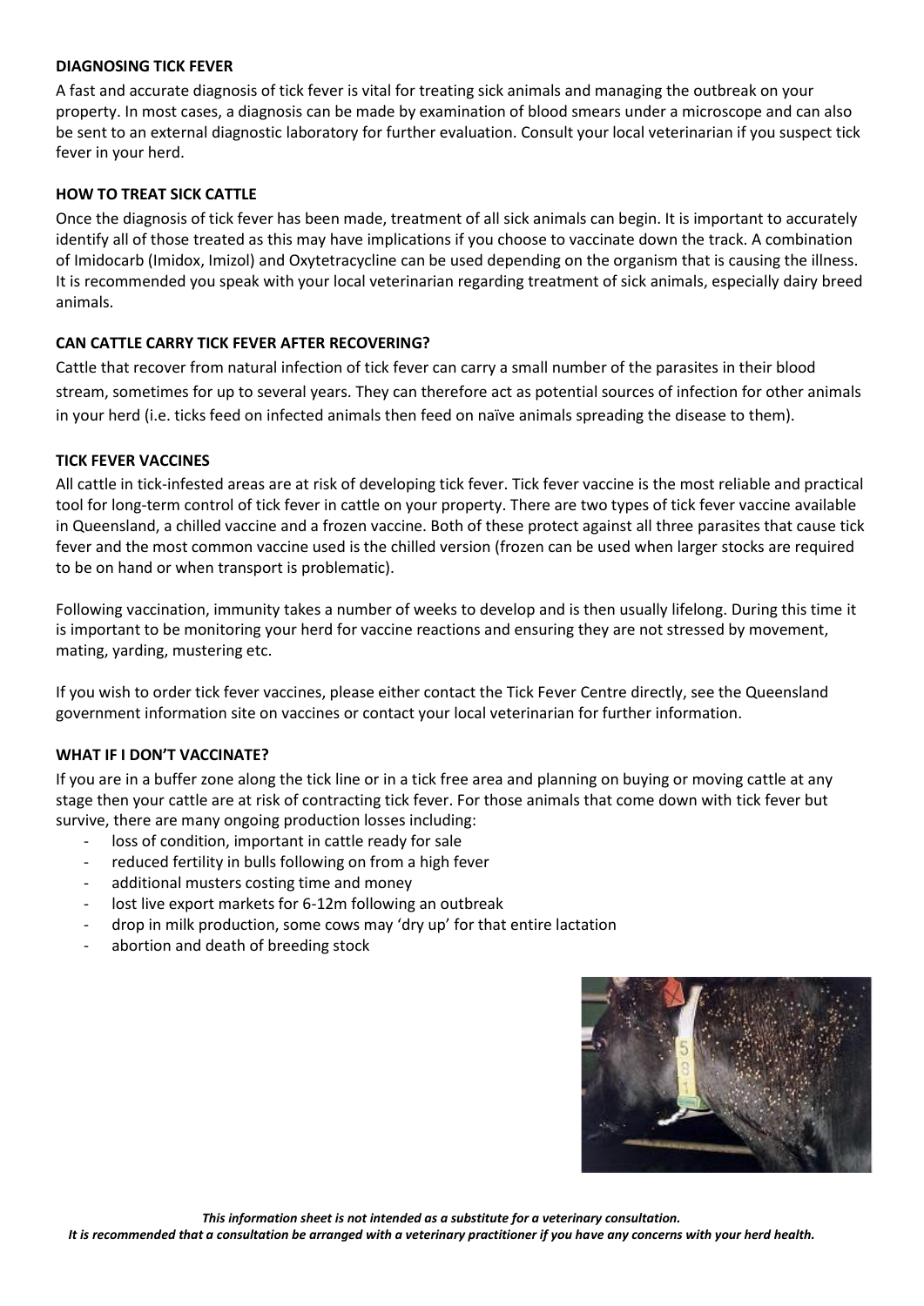**DIAGNOSING TICK FEVER**

A fast and accurate diagnosis of tick fever is vital for treating sick animals and managing the outbreak on your property. In most cases, a diagnosis can be made by examination of blood smears under a microscope and can also be sent to an external diagnostic laboratory for further evaluation. Consult your local veterinarian if you suspect tick fever in your herd.

**HOW TO TREAT SICK CATTLE**

Once the diagnosis of tick fever has been made, treatment of all sick animals can begin. It is important to accurately identify all of those treated as this may have implications if you choose to vaccinate down the track. A combination of Imidocarb (Imidox, Imizol) and Oxytetracycline can be used depending on the organism that is causing the illness. It is recommended you speak with your local veterinarian regarding treatment of sick animals, especially dairy breed animals.

**CAN CATTLE CARRY TICK FEVER AFTER RECOVERING?**

Cattle that recover from natural infection of tick fever can carry a small number of the parasites in their blood stream, sometimes for up to several years. They can therefore act as potential sources of infection for other animals in your herd (i.e. ticks feed on infected animals then feed on naïve animals spreading the disease to them).

**TICK FEVER VACCINES**

All cattle in tick-infested areas are at risk of developing tick fever. Tick fever vaccine is the most reliable and practical tool for long-term control of tick fever in cattle on your property. There are two types of tick fever vaccine available in Queensland, a chilled vaccine and a frozen vaccine. Both of these protect against all three parasites that cause tick fever and the most common vaccine used is the chilled version (frozen can be used when larger stocks are required to be on hand or when transport is problematic).

Following vaccination, immunity takes a number of weeks to develop and is then usually lifelong. During this time it is important to be monitoring your herd for vaccine reactions and ensuring they are not stressed by movement, mating, yarding, mustering etc.

If you wish to order tick fever vaccines, please either contact the Tick Fever Centre directly, see the Queensland government information site on vaccines or contact your local veterinarian for further information.

**WHAT IF I DON'T VACCINATE?**

If you are in a buffer zone along the tick line or in a tick free area and planning on buying or moving cattle at any stage then your cattle are at risk of contracting tick fever. For those animals that come down with tick fever but survive, there are many ongoing production losses including:

- loss of condition, important in cattle ready for sale
- reduced fertility in bulls following on from a high fever
- additional musters costing time and money
- lost live export markets for 6-12m following an outbreak
- drop in milk production, some cows may 'dry up' for that entire lactation
- abortion and death of breeding stock

***This information sheet is not intended as a substitute for a veterinary consultation.***
***It is recommended that a consultation be arranged with a veterinary practitioner if you have any concerns with your herd health.***